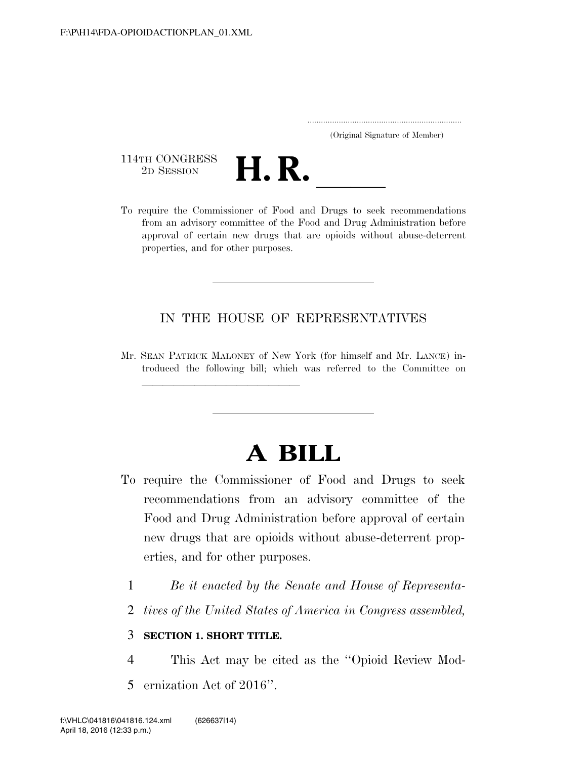F:\P\H14\FDA-OPIOIDACTIONPLAN_01.XML

.....................................................................
(Original Signature of Member)

114TH CONGRESS
2D SESSION

# H. R. ______

To require the Commissioner of Food and Drugs to seek recommendations from an advisory committee of the Food and Drug Administration before approval of certain new drugs that are opioids without abuse-deterrent properties, and for other purposes.

---

IN THE HOUSE OF REPRESENTATIVES

Mr. SEAN PATRICK MALONEY of New York (for himself and Mr. LANCE) introduced the following bill; which was referred to the Committee on ______________________________

---

# A BILL

To require the Commissioner of Food and Drugs to seek recommendations from an advisory committee of the Food and Drug Administration before approval of certain new drugs that are opioids without abuse-deterrent properties, and for other purposes.

1 *Be it enacted by the Senate and House of Representa-*
2 *tives of the United States of America in Congress assembled,*

3 **SECTION 1. SHORT TITLE.**

4 This Act may be cited as the ''Opioid Review Mod-
5 ernization Act of 2016''.

f:\VHLC\041816\041816.124.xml (626637|14)
April 18, 2016 (12:33 p.m.)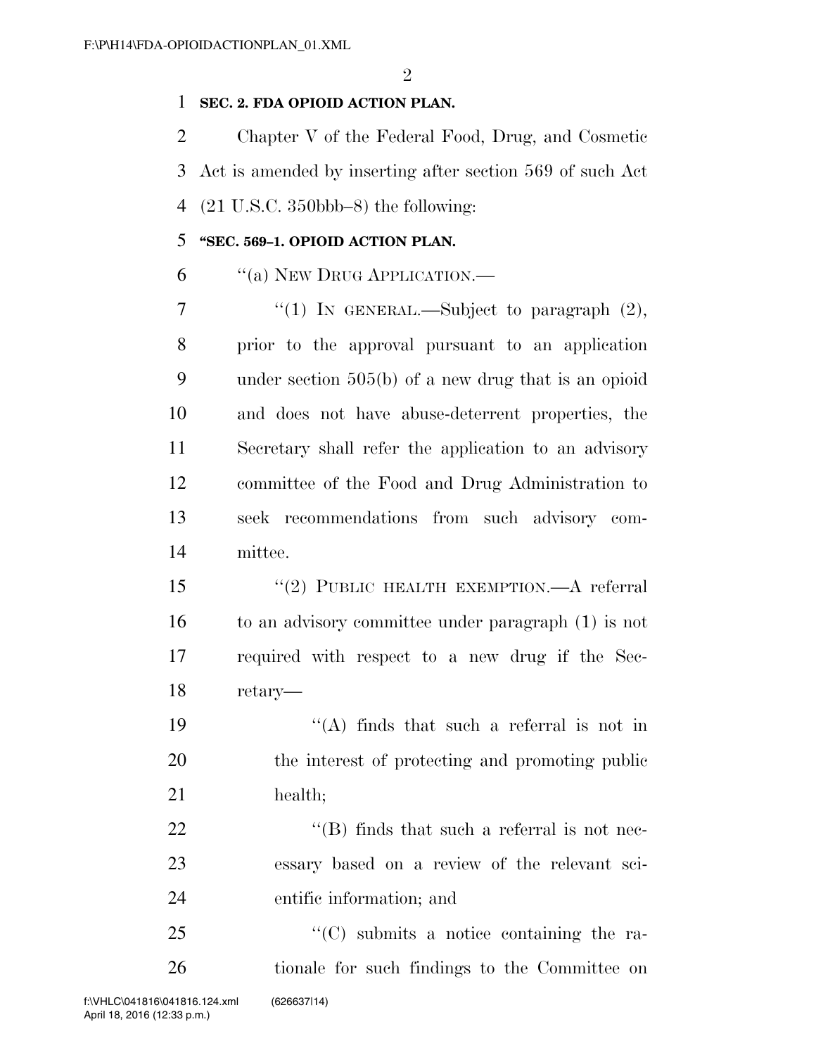**SEC. 2. FDA OPIOID ACTION PLAN.**

Chapter V of the Federal Food, Drug, and Cosmetic Act is amended by inserting after section 569 of such Act (21 U.S.C. 350bbb–8) the following:

**"SEC. 569–1. OPIOID ACTION PLAN.**

"(a) NEW DRUG APPLICATION.—

"(1) IN GENERAL.—Subject to paragraph (2), prior to the approval pursuant to an application under section 505(b) of a new drug that is an opioid and does not have abuse-deterrent properties, the Secretary shall refer the application to an advisory committee of the Food and Drug Administration to seek recommendations from such advisory committee.

"(2) PUBLIC HEALTH EXEMPTION.—A referral to an advisory committee under paragraph (1) is not required with respect to a new drug if the Secretary—

"(A) finds that such a referral is not in the interest of protecting and promoting public health;

"(B) finds that such a referral is not necessary based on a review of the relevant scientific information; and

"(C) submits a notice containing the rationale for such findings to the Committee on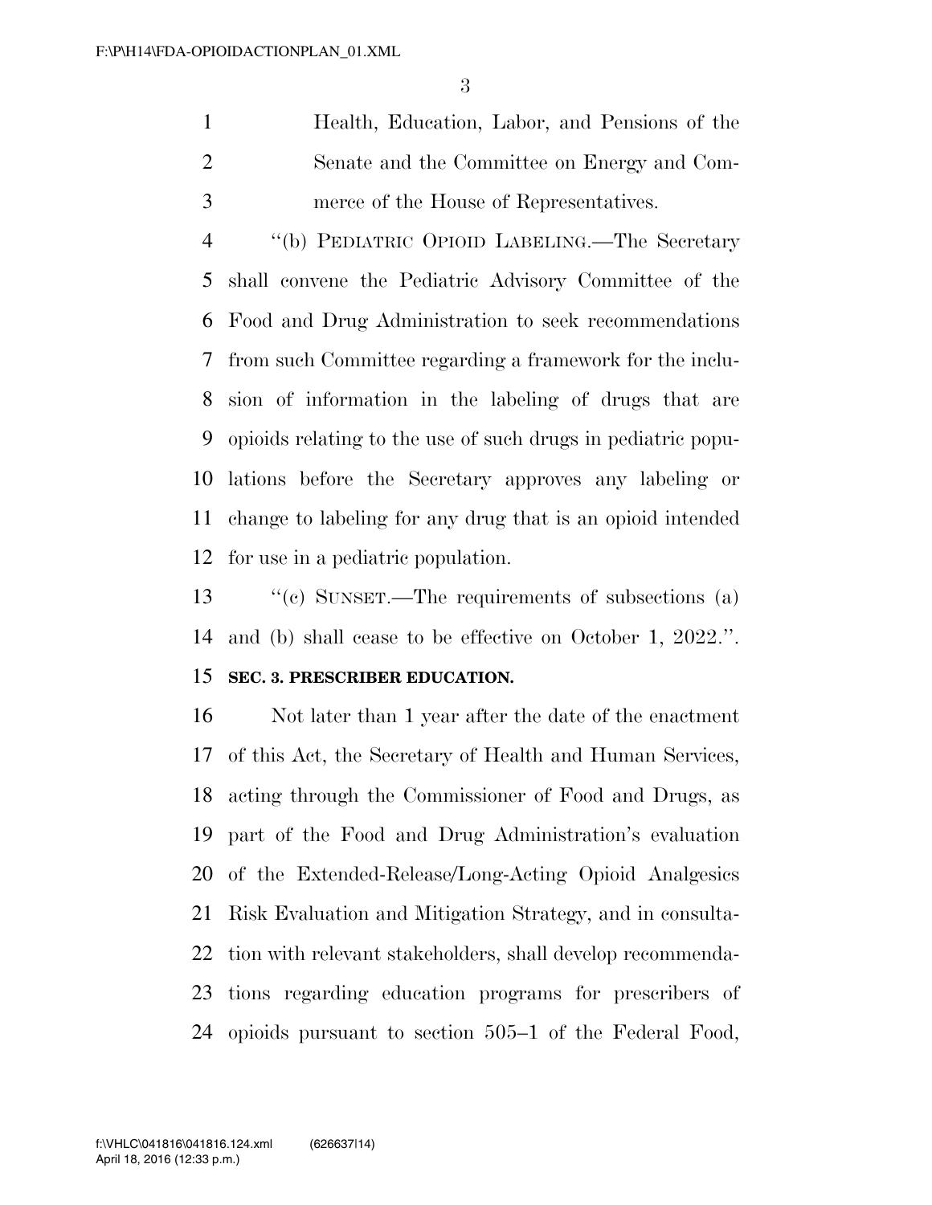Health, Education, Labor, and Pensions of the Senate and the Committee on Energy and Commerce of the House of Representatives.

"(b) PEDIATRIC OPIOID LABELING.—The Secretary shall convene the Pediatric Advisory Committee of the Food and Drug Administration to seek recommendations from such Committee regarding a framework for the inclusion of information in the labeling of drugs that are opioids relating to the use of such drugs in pediatric populations before the Secretary approves any labeling or change to labeling for any drug that is an opioid intended for use in a pediatric population.

"(c) SUNSET.—The requirements of subsections (a) and (b) shall cease to be effective on October 1, 2022.".

**SEC. 3. PRESCRIBER EDUCATION.**

Not later than 1 year after the date of the enactment of this Act, the Secretary of Health and Human Services, acting through the Commissioner of Food and Drugs, as part of the Food and Drug Administration's evaluation of the Extended-Release/Long-Acting Opioid Analgesics Risk Evaluation and Mitigation Strategy, and in consultation with relevant stakeholders, shall develop recommendations regarding education programs for prescribers of opioids pursuant to section 505–1 of the Federal Food,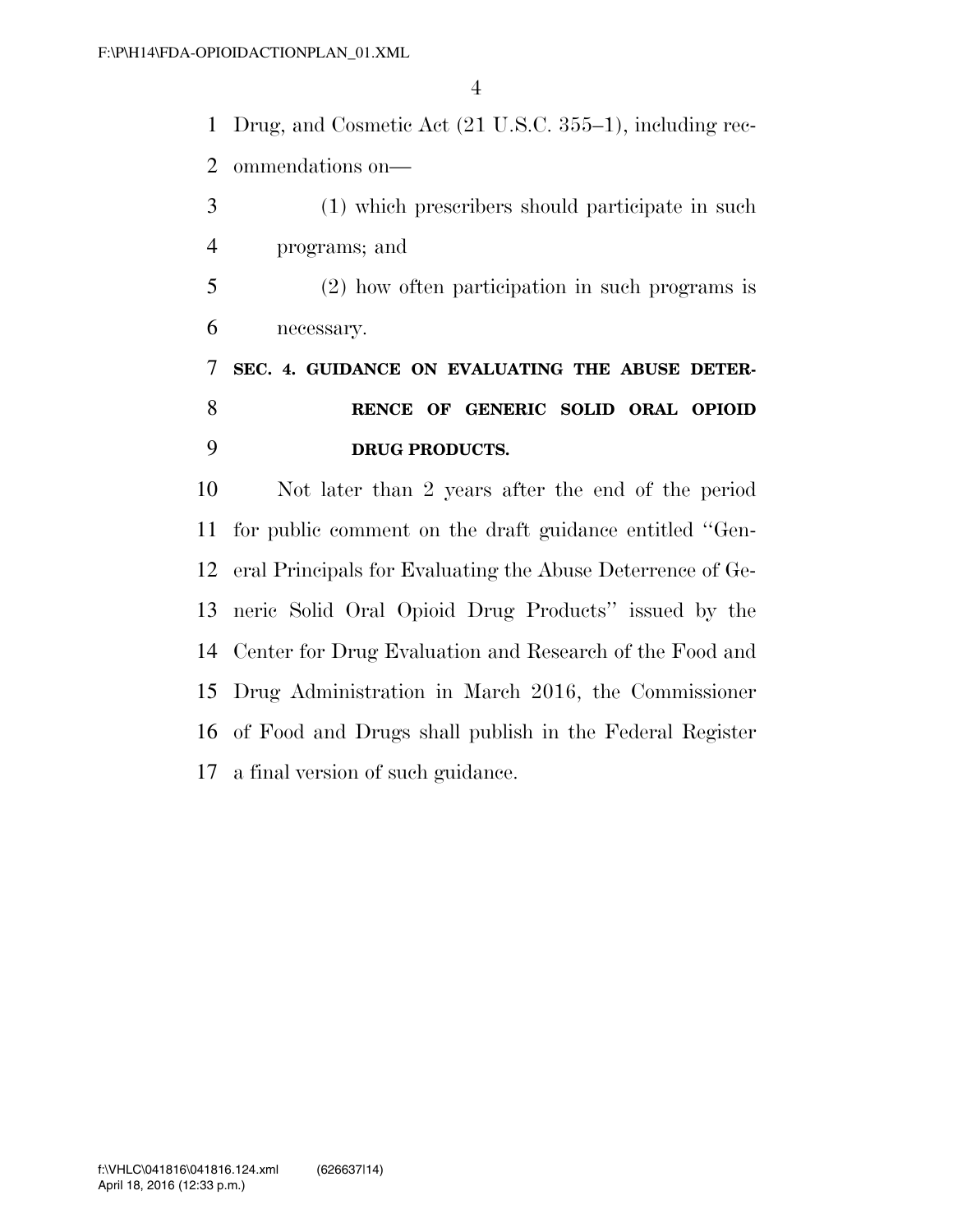Drug, and Cosmetic Act (21 U.S.C. 355–1), including recommendations on—

(1) which prescribers should participate in such programs; and

(2) how often participation in such programs is necessary.

### SEC. 4. GUIDANCE ON EVALUATING THE ABUSE DETERRENCE OF GENERIC SOLID ORAL OPIOID DRUG PRODUCTS.

Not later than 2 years after the end of the period for public comment on the draft guidance entitled "General Principals for Evaluating the Abuse Deterrence of Generic Solid Oral Opioid Drug Products" issued by the Center for Drug Evaluation and Research of the Food and Drug Administration in March 2016, the Commissioner of Food and Drugs shall publish in the Federal Register a final version of such guidance.